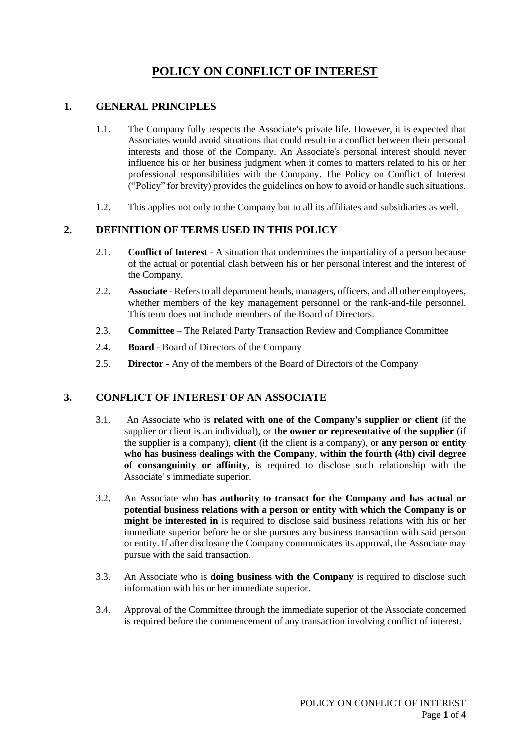# POLICY ON CONFLICT OF INTEREST

## 1. GENERAL PRINCIPLES

1.1. The Company fully respects the Associate's private life. However, it is expected that Associates would avoid situations that could result in a conflict between their personal interests and those of the Company. An Associate's personal interest should never influence his or her business judgment when it comes to matters related to his or her professional responsibilities with the Company. The Policy on Conflict of Interest ("Policy" for brevity) provides the guidelines on how to avoid or handle such situations.

1.2. This applies not only to the Company but to all its affiliates and subsidiaries as well.

## 2. DEFINITION OF TERMS USED IN THIS POLICY

2.1. **Conflict of Interest** - A situation that undermines the impartiality of a person because of the actual or potential clash between his or her personal interest and the interest of the Company.

2.2. **Associate** - Refers to all department heads, managers, officers, and all other employees, whether members of the key management personnel or the rank-and-file personnel. This term does not include members of the Board of Directors.

2.3. **Committee** – The Related Party Transaction Review and Compliance Committee

2.4. **Board** - Board of Directors of the Company

2.5. **Director** - Any of the members of the Board of Directors of the Company

## 3. CONFLICT OF INTEREST OF AN ASSOCIATE

3.1. An Associate who is **related with one of the Company's supplier or client** (if the supplier or client is an individual), or **the owner or representative of the supplier** (if the supplier is a company), **client** (if the client is a company), or **any person or entity who has business dealings with the Company**, **within the fourth (4th) civil degree of consanguinity or affinity**, is required to disclose such relationship with the Associate' s immediate superior.

3.2. An Associate who **has authority to transact for the Company and has actual or potential business relations with a person or entity with which the Company is or might be interested in** is required to disclose said business relations with his or her immediate superior before he or she pursues any business transaction with said person or entity. If after disclosure the Company communicates its approval, the Associate may pursue with the said transaction.

3.3. An Associate who is **doing business with the Company** is required to disclose such information with his or her immediate superior.

3.4. Approval of the Committee through the immediate superior of the Associate concerned is required before the commencement of any transaction involving conflict of interest.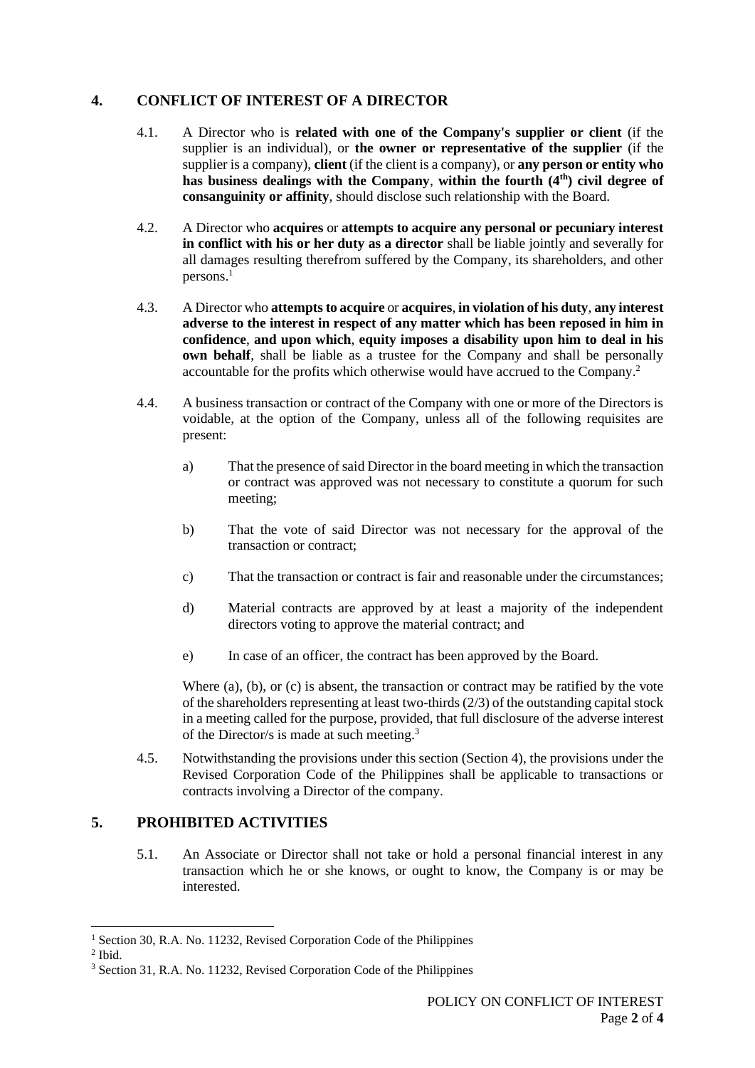## 4. CONFLICT OF INTEREST OF A DIRECTOR

4.1. A Director who is **related with one of the Company's supplier or client** (if the supplier is an individual), or **the owner or representative of the supplier** (if the supplier is a company), **client** (if the client is a company), or **any person or entity who has business dealings with the Company**, **within the fourth ($4^{th}$) civil degree of consanguinity or affinity**, should disclose such relationship with the Board.

4.2. A Director who **acquires** or **attempts to acquire any personal or pecuniary interest in conflict with his or her duty as a director** shall be liable jointly and severally for all damages resulting therefrom suffered by the Company, its shareholders, and other persons.[1]

4.3. A Director who **attempts to acquire** or **acquires**, **in violation of his duty**, **any interest adverse to the interest in respect of any matter which has been reposed in him in confidence**, **and upon which**, **equity imposes a disability upon him to deal in his own behalf**, shall be liable as a trustee for the Company and shall be personally accountable for the profits which otherwise would have accrued to the Company.[2]

4.4. A business transaction or contract of the Company with one or more of the Directors is voidable, at the option of the Company, unless all of the following requisites are present:

a) That the presence of said Director in the board meeting in which the transaction or contract was approved was not necessary to constitute a quorum for such meeting;

b) That the vote of said Director was not necessary for the approval of the transaction or contract;

c) That the transaction or contract is fair and reasonable under the circumstances;

d) Material contracts are approved by at least a majority of the independent directors voting to approve the material contract; and

e) In case of an officer, the contract has been approved by the Board.

Where (a), (b), or (c) is absent, the transaction or contract may be ratified by the vote of the shareholders representing at least two-thirds (2/3) of the outstanding capital stock in a meeting called for the purpose, provided, that full disclosure of the adverse interest of the Director/s is made at such meeting.[3]

4.5. Notwithstanding the provisions under this section (Section 4), the provisions under the Revised Corporation Code of the Philippines shall be applicable to transactions or contracts involving a Director of the company.

## 5. PROHIBITED ACTIVITIES

5.1. An Associate or Director shall not take or hold a personal financial interest in any transaction which he or she knows, or ought to know, the Company is or may be interested.

---

[1] Section 30, R.A. No. 11232, Revised Corporation Code of the Philippines

[2] Ibid.

[3] Section 31, R.A. No. 11232, Revised Corporation Code of the Philippines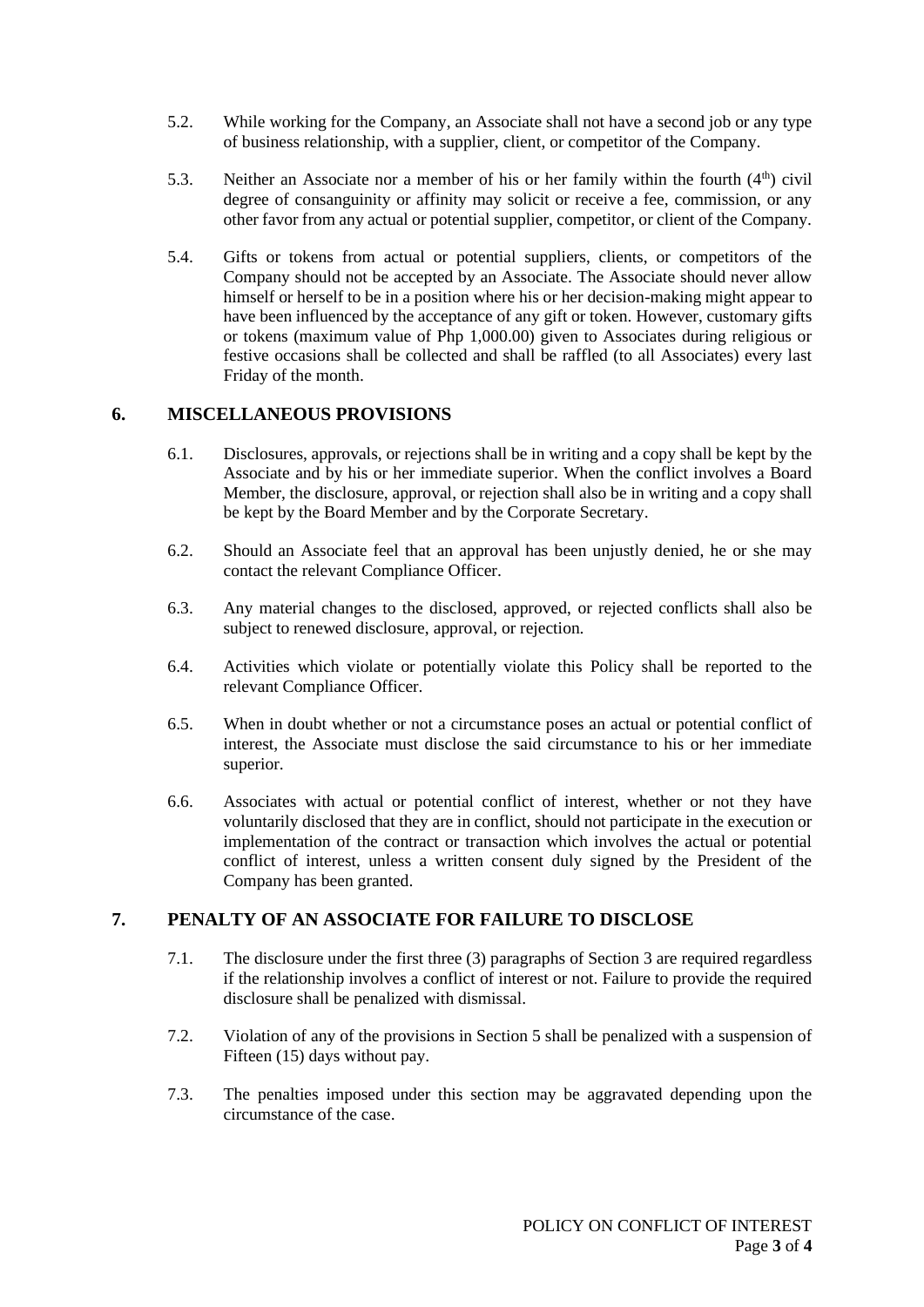5.2. While working for the Company, an Associate shall not have a second job or any type of business relationship, with a supplier, client, or competitor of the Company.

5.3. Neither an Associate nor a member of his or her family within the fourth ($4^{th}$) civil degree of consanguinity or affinity may solicit or receive a fee, commission, or any other favor from any actual or potential supplier, competitor, or client of the Company.

5.4. Gifts or tokens from actual or potential suppliers, clients, or competitors of the Company should not be accepted by an Associate. The Associate should never allow himself or herself to be in a position where his or her decision-making might appear to have been influenced by the acceptance of any gift or token. However, customary gifts or tokens (maximum value of Php 1,000.00) given to Associates during religious or festive occasions shall be collected and shall be raffled (to all Associates) every last Friday of the month.

## 6. MISCELLANEOUS PROVISIONS

6.1. Disclosures, approvals, or rejections shall be in writing and a copy shall be kept by the Associate and by his or her immediate superior. When the conflict involves a Board Member, the disclosure, approval, or rejection shall also be in writing and a copy shall be kept by the Board Member and by the Corporate Secretary.

6.2. Should an Associate feel that an approval has been unjustly denied, he or she may contact the relevant Compliance Officer.

6.3. Any material changes to the disclosed, approved, or rejected conflicts shall also be subject to renewed disclosure, approval, or rejection.

6.4. Activities which violate or potentially violate this Policy shall be reported to the relevant Compliance Officer.

6.5. When in doubt whether or not a circumstance poses an actual or potential conflict of interest, the Associate must disclose the said circumstance to his or her immediate superior.

6.6. Associates with actual or potential conflict of interest, whether or not they have voluntarily disclosed that they are in conflict, should not participate in the execution or implementation of the contract or transaction which involves the actual or potential conflict of interest, unless a written consent duly signed by the President of the Company has been granted.

## 7. PENALTY OF AN ASSOCIATE FOR FAILURE TO DISCLOSE

7.1. The disclosure under the first three (3) paragraphs of Section 3 are required regardless if the relationship involves a conflict of interest or not. Failure to provide the required disclosure shall be penalized with dismissal.

7.2. Violation of any of the provisions in Section 5 shall be penalized with a suspension of Fifteen (15) days without pay.

7.3. The penalties imposed under this section may be aggravated depending upon the circumstance of the case.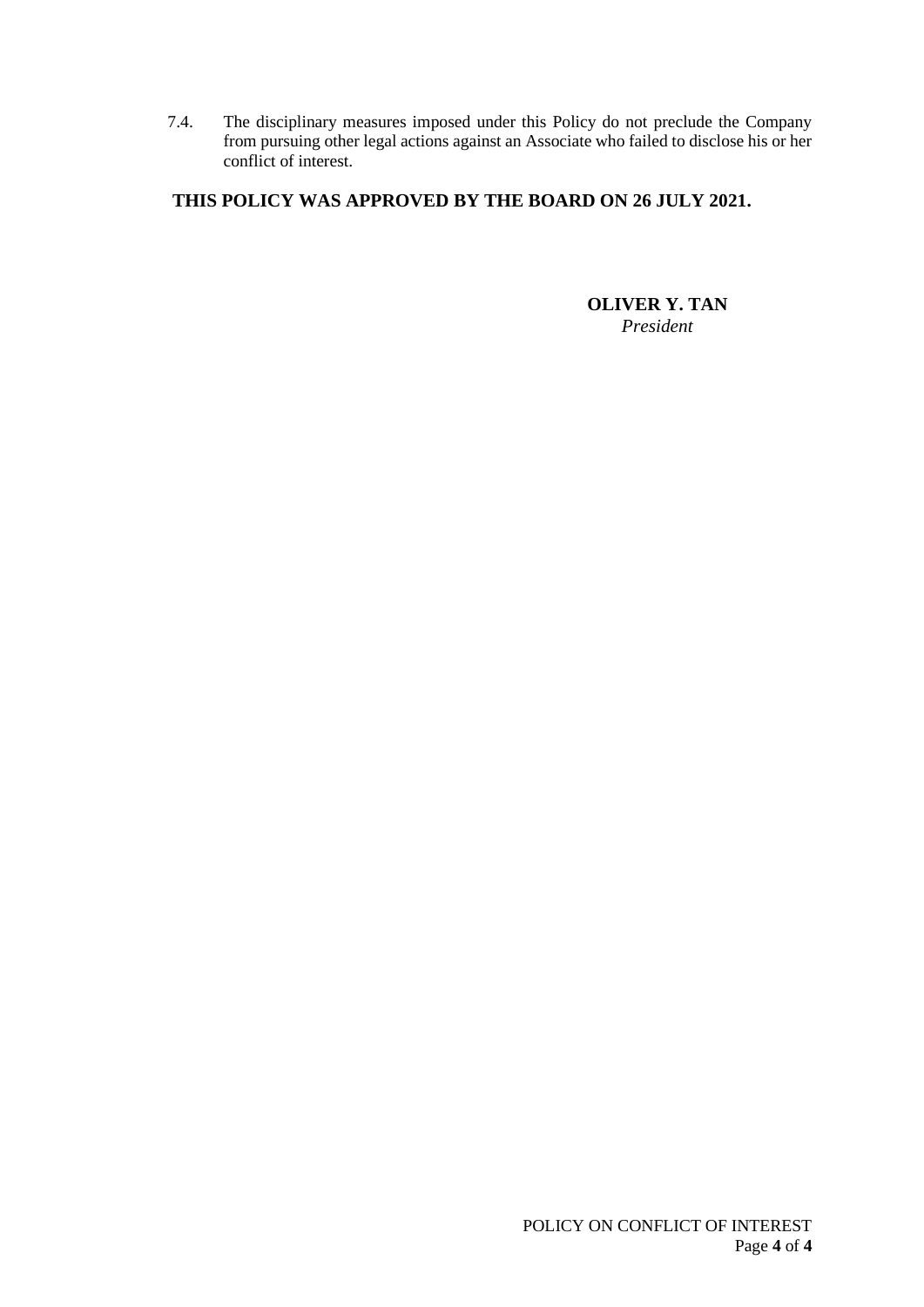7.4. The disciplinary measures imposed under this Policy do not preclude the Company from pursuing other legal actions against an Associate who failed to disclose his or her conflict of interest.

**THIS POLICY WAS APPROVED BY THE BOARD ON 26 JULY 2021.**

**OLIVER Y. TAN**
*President*